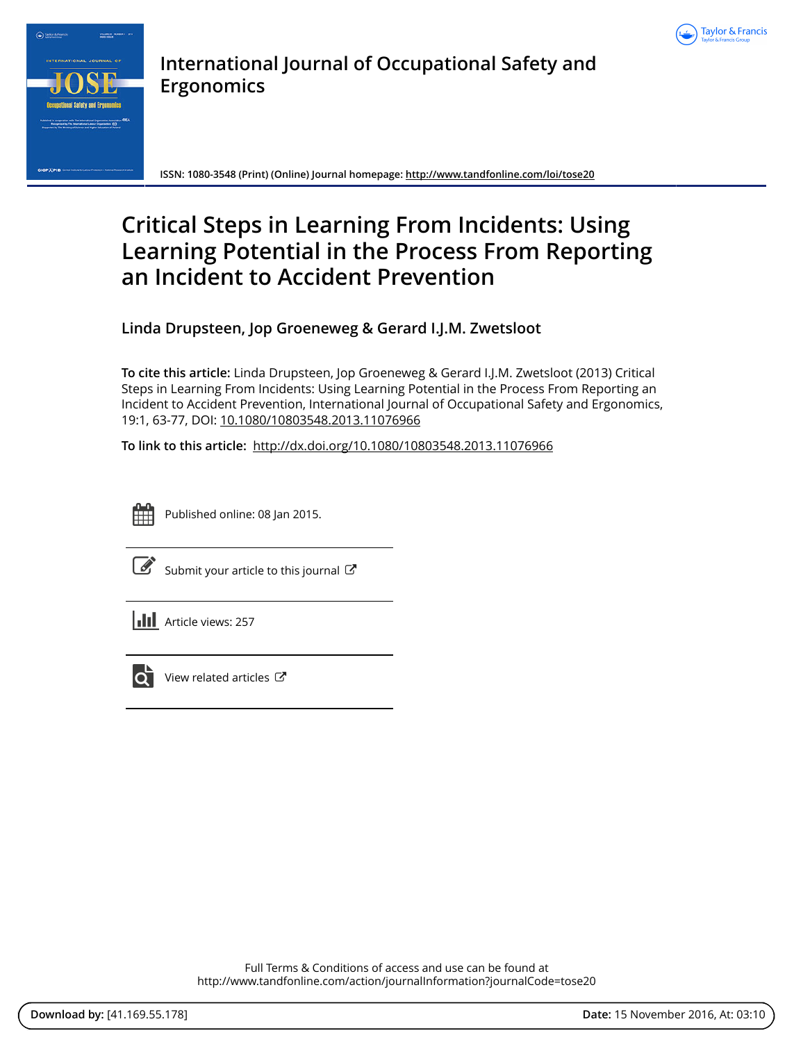International Journal of Occupational Safety and Ergonomics

ISSN: 1080-3548 (Print) (Online) Journal homepage: http://www.tandfonline.com/loi/tose20

# Critical Steps in Learning From Incidents: Using Learning Potential in the Process From Reporting an Incident to Accident Prevention

**Linda Drupsteen, Jop Groeneweg & Gerard I.J.M. Zwetsloot**

**To cite this article:** Linda Drupsteen, Jop Groeneweg & Gerard I.J.M. Zwetsloot (2013) Critical Steps in Learning From Incidents: Using Learning Potential in the Process From Reporting an Incident to Accident Prevention, International Journal of Occupational Safety and Ergonomics, 19:1, 63-77, DOI: 10.1080/10803548.2013.11076966

**To link to this article:** http://dx.doi.org/10.1080/10803548.2013.11076966

Published online: 08 Jan 2015.

Submit your article to this journal

Article views: 257

View related articles

Full Terms & Conditions of access and use can be found at
http://www.tandfonline.com/action/journalInformation?journalCode=tose20

**Download by:** [41.169.55.178] **Date:** 15 November 2016, At: 03:10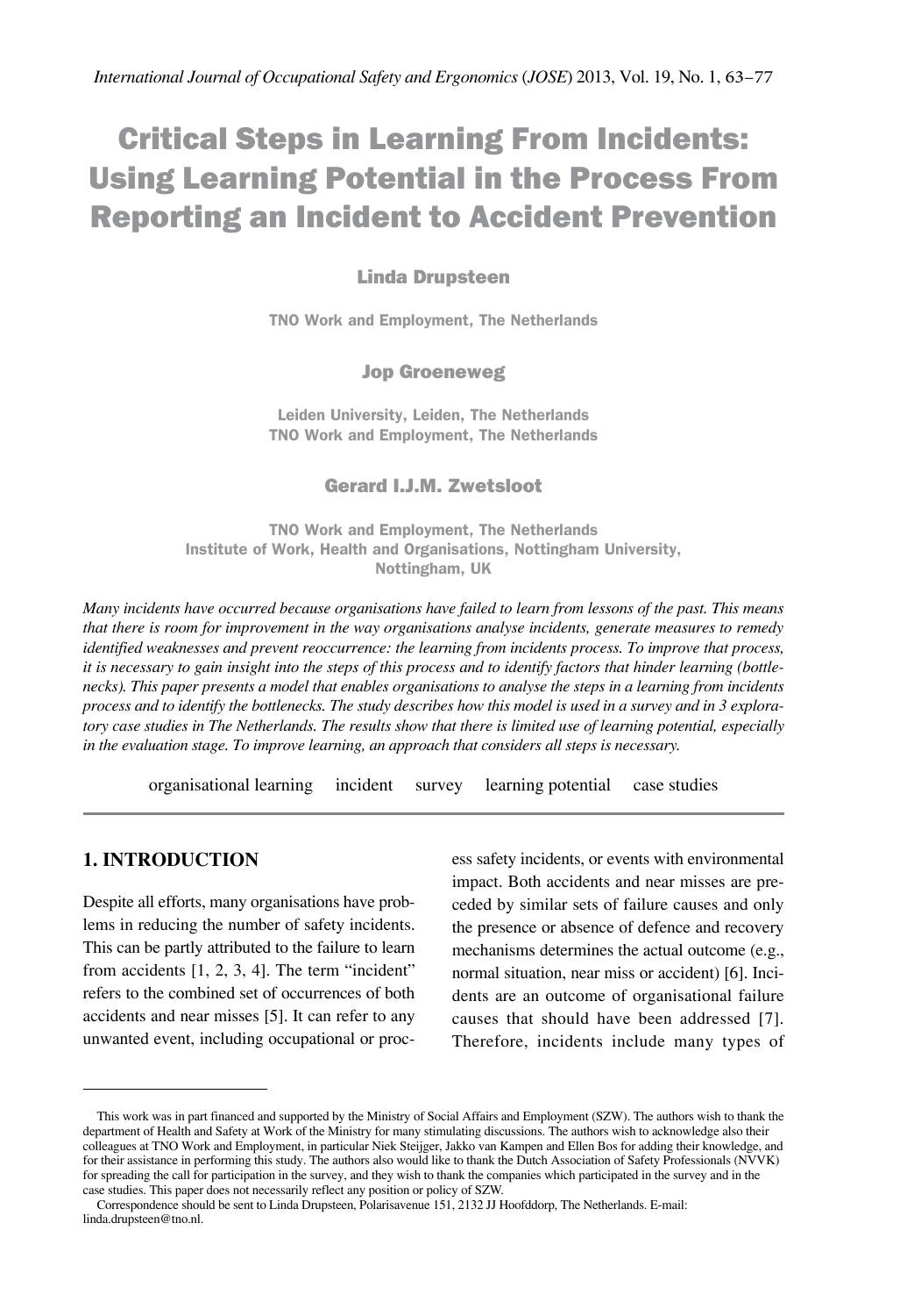# Critical Steps in Learning From Incidents: Using Learning Potential in the Process From Reporting an Incident to Accident Prevention

**Linda Drupsteen**

TNO Work and Employment, The Netherlands

**Jop Groeneweg**

Leiden University, Leiden, The Netherlands
TNO Work and Employment, The Netherlands

**Gerard I.J.M. Zwetsloot**

TNO Work and Employment, The Netherlands
Institute of Work, Health and Organisations, Nottingham University, Nottingham, UK

*Many incidents have occurred because organisations have failed to learn from lessons of the past. This means that there is room for improvement in the way organisations analyse incidents, generate measures to remedy identified weaknesses and prevent reoccurrence: the learning from incidents process. To improve that process, it is necessary to gain insight into the steps of this process and to identify factors that hinder learning (bottlenecks). This paper presents a model that enables organisations to analyse the steps in a learning from incidents process and to identify the bottlenecks. The study describes how this model is used in a survey and in 3 exploratory case studies in The Netherlands. The results show that there is limited use of learning potential, especially in the evaluation stage. To improve learning, an approach that considers all steps is necessary.*

organisational learning  incident  survey  learning potential  case studies

## 1. INTRODUCTION

Despite all efforts, many organisations have problems in reducing the number of safety incidents. This can be partly attributed to the failure to learn from accidents [1, 2, 3, 4]. The term "incident" refers to the combined set of occurrences of both accidents and near misses [5]. It can refer to any unwanted event, including occupational or process safety incidents, or events with environmental impact. Both accidents and near misses are preceded by similar sets of failure causes and only the presence or absence of defence and recovery mechanisms determines the actual outcome (e.g., normal situation, near miss or accident) [6]. Incidents are an outcome of organisational failure causes that should have been addressed [7]. Therefore, incidents include many types of

---

This work was in part financed and supported by the Ministry of Social Affairs and Employment (SZW). The authors wish to thank the department of Health and Safety at Work of the Ministry for many stimulating discussions. The authors wish to acknowledge also their colleagues at TNO Work and Employment, in particular Niek Steijger, Jakko van Kampen and Ellen Bos for adding their knowledge, and for their assistance in performing this study. The authors also would like to thank the Dutch Association of Safety Professionals (NVVK) for spreading the call for participation in the survey, and they wish to thank the companies which participated in the survey and in the case studies. This paper does not necessarily reflect any position or policy of SZW.

Correspondence should be sent to Linda Drupsteen, Polarisavenue 151, 2132 JJ Hoofddorp, The Netherlands. E-mail: linda.drupsteen@tno.nl.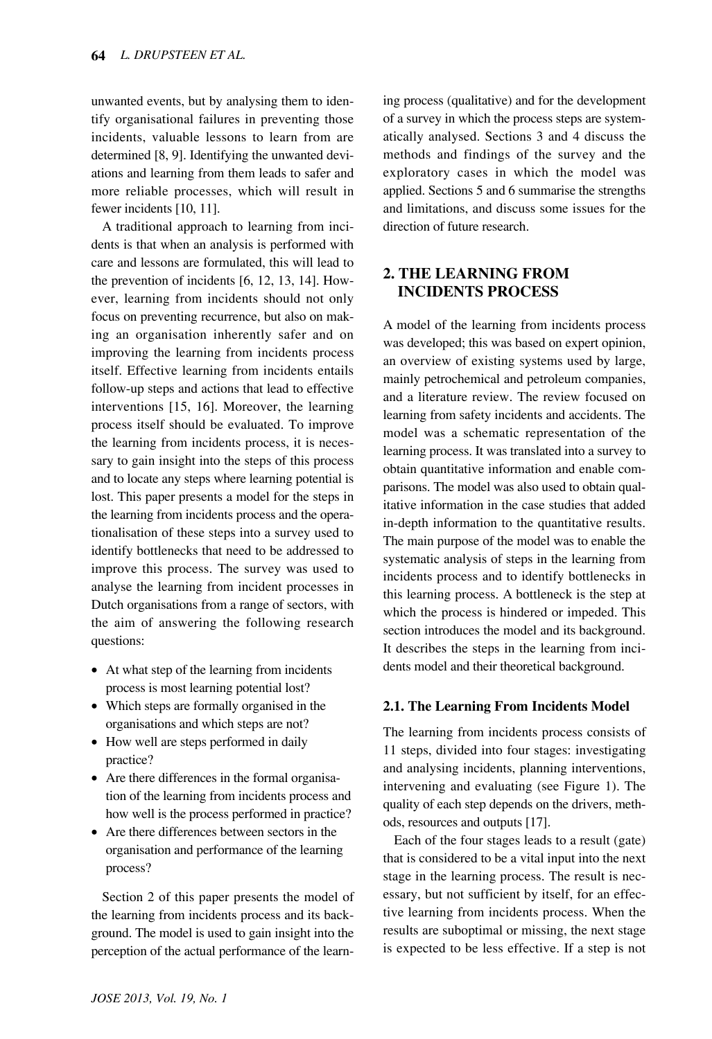unwanted events, but by analysing them to identify organisational failures in preventing those incidents, valuable lessons to learn from are determined [8, 9]. Identifying the unwanted deviations and learning from them leads to safer and more reliable processes, which will result in fewer incidents [10, 11].

A traditional approach to learning from incidents is that when an analysis is performed with care and lessons are formulated, this will lead to the prevention of incidents [6, 12, 13, 14]. However, learning from incidents should not only focus on preventing recurrence, but also on making an organisation inherently safer and on improving the learning from incidents process itself. Effective learning from incidents entails follow-up steps and actions that lead to effective interventions [15, 16]. Moreover, the learning process itself should be evaluated. To improve the learning from incidents process, it is necessary to gain insight into the steps of this process and to locate any steps where learning potential is lost. This paper presents a model for the steps in the learning from incidents process and the operationalisation of these steps into a survey used to identify bottlenecks that need to be addressed to improve this process. The survey was used to analyse the learning from incident processes in Dutch organisations from a range of sectors, with the aim of answering the following research questions:

- At what step of the learning from incidents process is most learning potential lost?
- Which steps are formally organised in the organisations and which steps are not?
- How well are steps performed in daily practice?
- Are there differences in the formal organisation of the learning from incidents process and how well is the process performed in practice?
- Are there differences between sectors in the organisation and performance of the learning process?

Section 2 of this paper presents the model of the learning from incidents process and its background. The model is used to gain insight into the perception of the actual performance of the learning process (qualitative) and for the development of a survey in which the process steps are systematically analysed. Sections 3 and 4 discuss the methods and findings of the survey and the exploratory cases in which the model was applied. Sections 5 and 6 summarise the strengths and limitations, and discuss some issues for the direction of future research.

## 2. THE LEARNING FROM INCIDENTS PROCESS

A model of the learning from incidents process was developed; this was based on expert opinion, an overview of existing systems used by large, mainly petrochemical and petroleum companies, and a literature review. The review focused on learning from safety incidents and accidents. The model was a schematic representation of the learning process. It was translated into a survey to obtain quantitative information and enable comparisons. The model was also used to obtain qualitative information in the case studies that added in-depth information to the quantitative results. The main purpose of the model was to enable the systematic analysis of steps in the learning from incidents process and to identify bottlenecks in this learning process. A bottleneck is the step at which the process is hindered or impeded. This section introduces the model and its background. It describes the steps in the learning from incidents model and their theoretical background.

### 2.1. The Learning From Incidents Model

The learning from incidents process consists of 11 steps, divided into four stages: investigating and analysing incidents, planning interventions, intervening and evaluating (see Figure 1). The quality of each step depends on the drivers, methods, resources and outputs [17].

Each of the four stages leads to a result (gate) that is considered to be a vital input into the next stage in the learning process. The result is necessary, but not sufficient by itself, for an effective learning from incidents process. When the results are suboptimal or missing, the next stage is expected to be less effective. If a step is not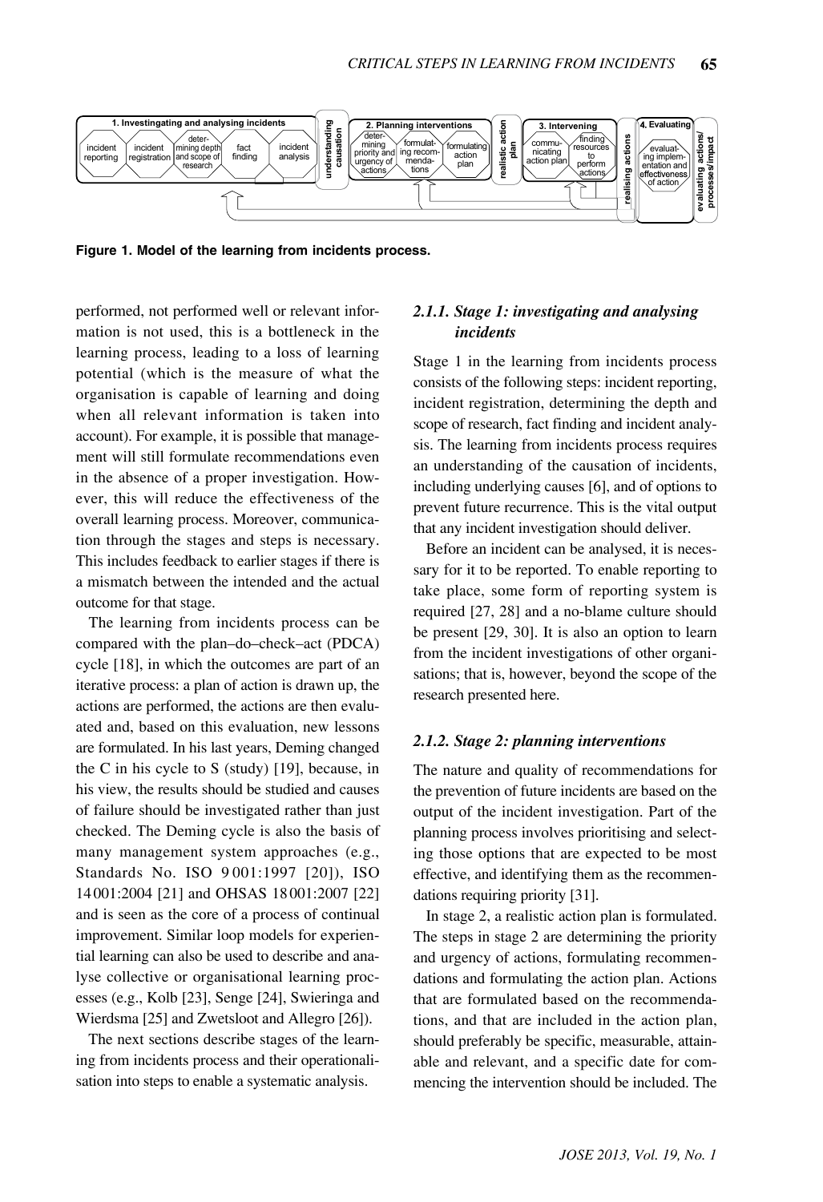**Figure 1. Model of the learning from incidents process.**

performed, not performed well or relevant information is not used, this is a bottleneck in the learning process, leading to a loss of learning potential (which is the measure of what the organisation is capable of learning and doing when all relevant information is taken into account). For example, it is possible that management will still formulate recommendations even in the absence of a proper investigation. However, this will reduce the effectiveness of the overall learning process. Moreover, communication through the stages and steps is necessary. This includes feedback to earlier stages if there is a mismatch between the intended and the actual outcome for that stage.

The learning from incidents process can be compared with the plan–do–check–act (PDCA) cycle [18], in which the outcomes are part of an iterative process: a plan of action is drawn up, the actions are performed, the actions are then evaluated and, based on this evaluation, new lessons are formulated. In his last years, Deming changed the C in his cycle to S (study) [19], because, in his view, the results should be studied and causes of failure should be investigated rather than just checked. The Deming cycle is also the basis of many management system approaches (e.g., Standards No. ISO 9 001:1997 [20]), ISO 14 001:2004 [21] and OHSAS 18 001:2007 [22] and is seen as the core of a process of continual improvement. Similar loop models for experiential learning can also be used to describe and analyse collective or organisational learning processes (e.g., Kolb [23], Senge [24], Swieringa and Wierdsma [25] and Zwetsloot and Allegro [26]).

The next sections describe stages of the learning from incidents process and their operationalisation into steps to enable a systematic analysis.

### *2.1.1. Stage 1: investigating and analysing incidents*

Stage 1 in the learning from incidents process consists of the following steps: incident reporting, incident registration, determining the depth and scope of research, fact finding and incident analysis. The learning from incidents process requires an understanding of the causation of incidents, including underlying causes [6], and of options to prevent future recurrence. This is the vital output that any incident investigation should deliver.

Before an incident can be analysed, it is necessary for it to be reported. To enable reporting to take place, some form of reporting system is required [27, 28] and a no-blame culture should be present [29, 30]. It is also an option to learn from the incident investigations of other organisations; that is, however, beyond the scope of the research presented here.

### *2.1.2. Stage 2: planning interventions*

The nature and quality of recommendations for the prevention of future incidents are based on the output of the incident investigation. Part of the planning process involves prioritising and selecting those options that are expected to be most effective, and identifying them as the recommendations requiring priority [31].

In stage 2, a realistic action plan is formulated. The steps in stage 2 are determining the priority and urgency of actions, formulating recommendations and formulating the action plan. Actions that are formulated based on the recommendations, and that are included in the action plan, should preferably be specific, measurable, attainable and relevant, and a specific date for commencing the intervention should be included. The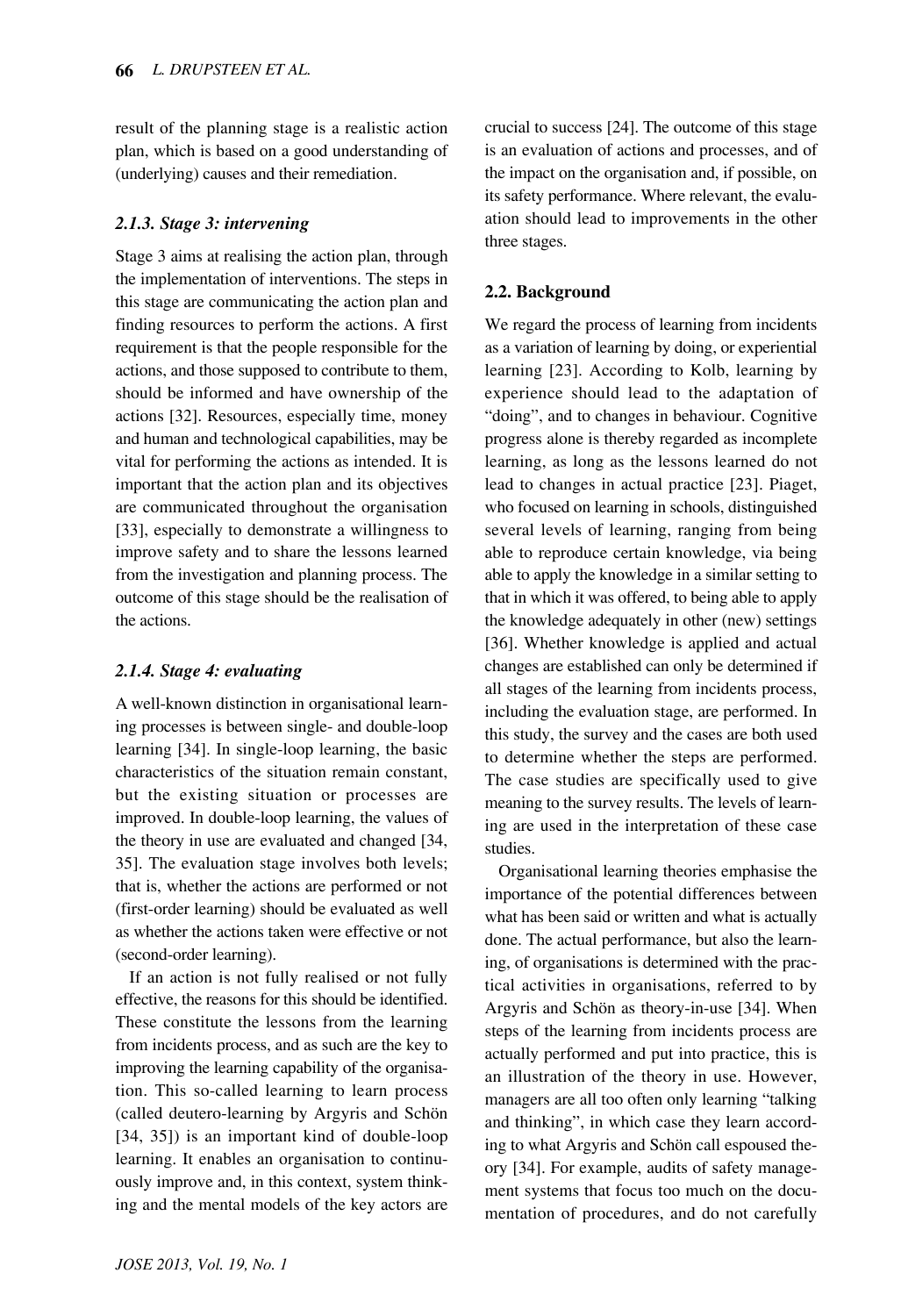result of the planning stage is a realistic action plan, which is based on a good understanding of (underlying) causes and their remediation.

### 2.1.3. Stage 3: intervening

Stage 3 aims at realising the action plan, through the implementation of interventions. The steps in this stage are communicating the action plan and finding resources to perform the actions. A first requirement is that the people responsible for the actions, and those supposed to contribute to them, should be informed and have ownership of the actions [32]. Resources, especially time, money and human and technological capabilities, may be vital for performing the actions as intended. It is important that the action plan and its objectives are communicated throughout the organisation [33], especially to demonstrate a willingness to improve safety and to share the lessons learned from the investigation and planning process. The outcome of this stage should be the realisation of the actions.

### 2.1.4. Stage 4: evaluating

A well-known distinction in organisational learning processes is between single- and double-loop learning [34]. In single-loop learning, the basic characteristics of the situation remain constant, but the existing situation or processes are improved. In double-loop learning, the values of the theory in use are evaluated and changed [34, 35]. The evaluation stage involves both levels; that is, whether the actions are performed or not (first-order learning) should be evaluated as well as whether the actions taken were effective or not (second-order learning).

If an action is not fully realised or not fully effective, the reasons for this should be identified. These constitute the lessons from the learning from incidents process, and as such are the key to improving the learning capability of the organisation. This so-called learning to learn process (called deutero-learning by Argyris and Schön [34, 35]) is an important kind of double-loop learning. It enables an organisation to continuously improve and, in this context, system thinking and the mental models of the key actors are crucial to success [24]. The outcome of this stage is an evaluation of actions and processes, and of the impact on the organisation and, if possible, on its safety performance. Where relevant, the evaluation should lead to improvements in the other three stages.

## 2.2. Background

We regard the process of learning from incidents as a variation of learning by doing, or experiential learning [23]. According to Kolb, learning by experience should lead to the adaptation of "doing", and to changes in behaviour. Cognitive progress alone is thereby regarded as incomplete learning, as long as the lessons learned do not lead to changes in actual practice [23]. Piaget, who focused on learning in schools, distinguished several levels of learning, ranging from being able to reproduce certain knowledge, via being able to apply the knowledge in a similar setting to that in which it was offered, to being able to apply the knowledge adequately in other (new) settings [36]. Whether knowledge is applied and actual changes are established can only be determined if all stages of the learning from incidents process, including the evaluation stage, are performed. In this study, the survey and the cases are both used to determine whether the steps are performed. The case studies are specifically used to give meaning to the survey results. The levels of learning are used in the interpretation of these case studies.

Organisational learning theories emphasise the importance of the potential differences between what has been said or written and what is actually done. The actual performance, but also the learning, of organisations is determined with the practical activities in organisations, referred to by Argyris and Schön as theory-in-use [34]. When steps of the learning from incidents process are actually performed and put into practice, this is an illustration of the theory in use. However, managers are all too often only learning "talking and thinking", in which case they learn according to what Argyris and Schön call espoused theory [34]. For example, audits of safety management systems that focus too much on the documentation of procedures, and do not carefully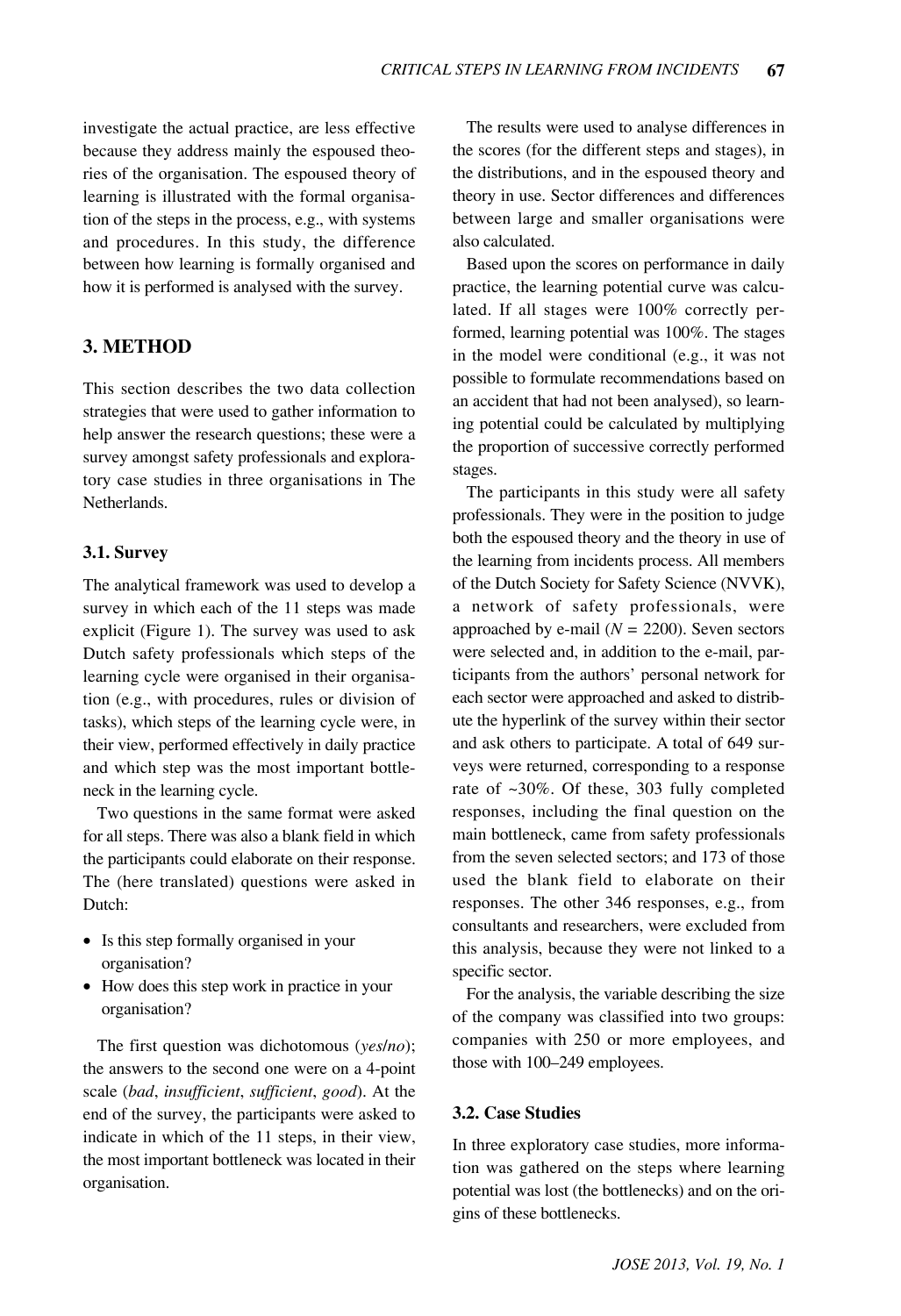investigate the actual practice, are less effective because they address mainly the espoused theories of the organisation. The espoused theory of learning is illustrated with the formal organisation of the steps in the process, e.g., with systems and procedures. In this study, the difference between how learning is formally organised and how it is performed is analysed with the survey.

## 3. METHOD

This section describes the two data collection strategies that were used to gather information to help answer the research questions; these were a survey amongst safety professionals and exploratory case studies in three organisations in The Netherlands.

### 3.1. Survey

The analytical framework was used to develop a survey in which each of the 11 steps was made explicit (Figure 1). The survey was used to ask Dutch safety professionals which steps of the learning cycle were organised in their organisation (e.g., with procedures, rules or division of tasks), which steps of the learning cycle were, in their view, performed effectively in daily practice and which step was the most important bottleneck in the learning cycle.

Two questions in the same format were asked for all steps. There was also a blank field in which the participants could elaborate on their response. The (here translated) questions were asked in Dutch:

- Is this step formally organised in your organisation?
- How does this step work in practice in your organisation?

The first question was dichotomous (*yes*/*no*); the answers to the second one were on a 4-point scale (*bad*, *insufficient*, *sufficient*, *good*). At the end of the survey, the participants were asked to indicate in which of the 11 steps, in their view, the most important bottleneck was located in their organisation.

The results were used to analyse differences in the scores (for the different steps and stages), in the distributions, and in the espoused theory and theory in use. Sector differences and differences between large and smaller organisations were also calculated.

Based upon the scores on performance in daily practice, the learning potential curve was calculated. If all stages were 100% correctly performed, learning potential was 100%. The stages in the model were conditional (e.g., it was not possible to formulate recommendations based on an accident that had not been analysed), so learning potential could be calculated by multiplying the proportion of successive correctly performed stages.

The participants in this study were all safety professionals. They were in the position to judge both the espoused theory and the theory in use of the learning from incidents process. All members of the Dutch Society for Safety Science (NVVK), a network of safety professionals, were approached by e-mail ($N$ = 2200). Seven sectors were selected and, in addition to the e-mail, participants from the authors' personal network for each sector were approached and asked to distribute the hyperlink of the survey within their sector and ask others to participate. A total of 649 surveys were returned, corresponding to a response rate of ~30%. Of these, 303 fully completed responses, including the final question on the main bottleneck, came from safety professionals from the seven selected sectors; and 173 of those used the blank field to elaborate on their responses. The other 346 responses, e.g., from consultants and researchers, were excluded from this analysis, because they were not linked to a specific sector.

For the analysis, the variable describing the size of the company was classified into two groups: companies with 250 or more employees, and those with 100–249 employees.

### 3.2. Case Studies

In three exploratory case studies, more information was gathered on the steps where learning potential was lost (the bottlenecks) and on the origins of these bottlenecks.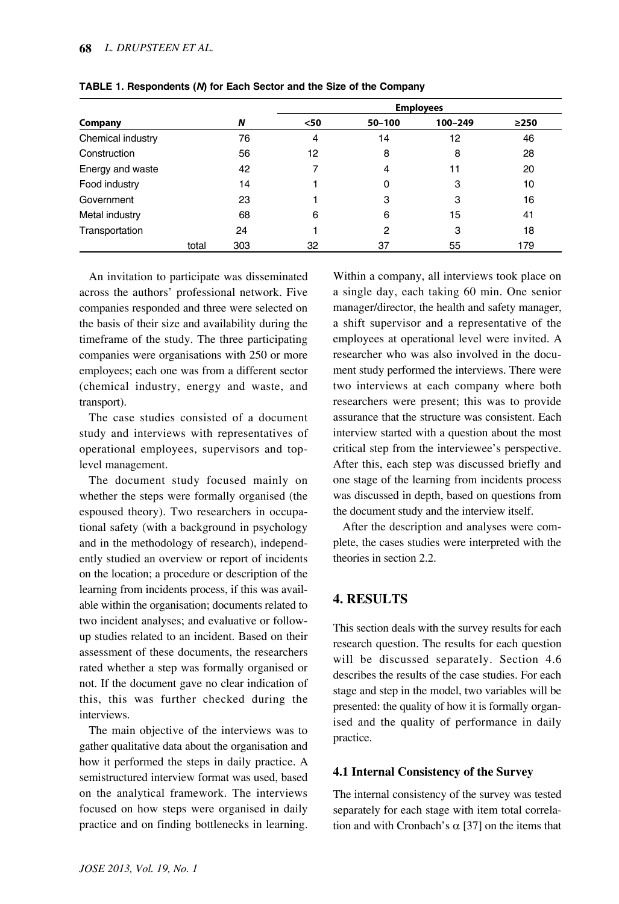**TABLE 1. Respondents (*N*) for Each Sector and the Size of the Company**

| Company | *N* | Employees | | | |
|---|---|---|---|---|---|
| | | <50 | 50–100 | 100–249 | ≥250 |
| Chemical industry | 76 | 4 | 14 | 12 | 46 |
| Construction | 56 | 12 | 8 | 8 | 28 |
| Energy and waste | 42 | 7 | 4 | 11 | 20 |
| Food industry | 14 | 1 | 0 | 3 | 10 |
| Government | 23 | 1 | 3 | 3 | 16 |
| Metal industry | 68 | 6 | 6 | 15 | 41 |
| Transportation | 24 | 1 | 2 | 3 | 18 |
| total | 303 | 32 | 37 | 55 | 179 |

An invitation to participate was disseminated across the authors' professional network. Five companies responded and three were selected on the basis of their size and availability during the timeframe of the study. The three participating companies were organisations with 250 or more employees; each one was from a different sector (chemical industry, energy and waste, and transport).

The case studies consisted of a document study and interviews with representatives of operational employees, supervisors and top-level management.

The document study focused mainly on whether the steps were formally organised (the espoused theory). Two researchers in occupational safety (with a background in psychology and in the methodology of research), independently studied an overview or report of incidents on the location; a procedure or description of the learning from incidents process, if this was available within the organisation; documents related to two incident analyses; and evaluative or follow-up studies related to an incident. Based on their assessment of these documents, the researchers rated whether a step was formally organised or not. If the document gave no clear indication of this, this was further checked during the interviews.

The main objective of the interviews was to gather qualitative data about the organisation and how it performed the steps in daily practice. A semistructured interview format was used, based on the analytical framework. The interviews focused on how steps were organised in daily practice and on finding bottlenecks in learning. Within a company, all interviews took place on a single day, each taking 60 min. One senior manager/director, the health and safety manager, a shift supervisor and a representative of the employees at operational level were invited. A researcher who was also involved in the document study performed the interviews. There were two interviews at each company where both researchers were present; this was to provide assurance that the structure was consistent. Each interview started with a question about the most critical step from the interviewee's perspective. After this, each step was discussed briefly and one stage of the learning from incidents process was discussed in depth, based on questions from the document study and the interview itself.

After the description and analyses were complete, the cases studies were interpreted with the theories in section 2.2.

## 4. RESULTS

This section deals with the survey results for each research question. The results for each question will be discussed separately. Section 4.6 describes the results of the case studies. For each stage and step in the model, two variables will be presented: the quality of how it is formally organised and the quality of performance in daily practice.

### 4.1 Internal Consistency of the Survey

The internal consistency of the survey was tested separately for each stage with item total correlation and with Cronbach's $\alpha$ [37] on the items that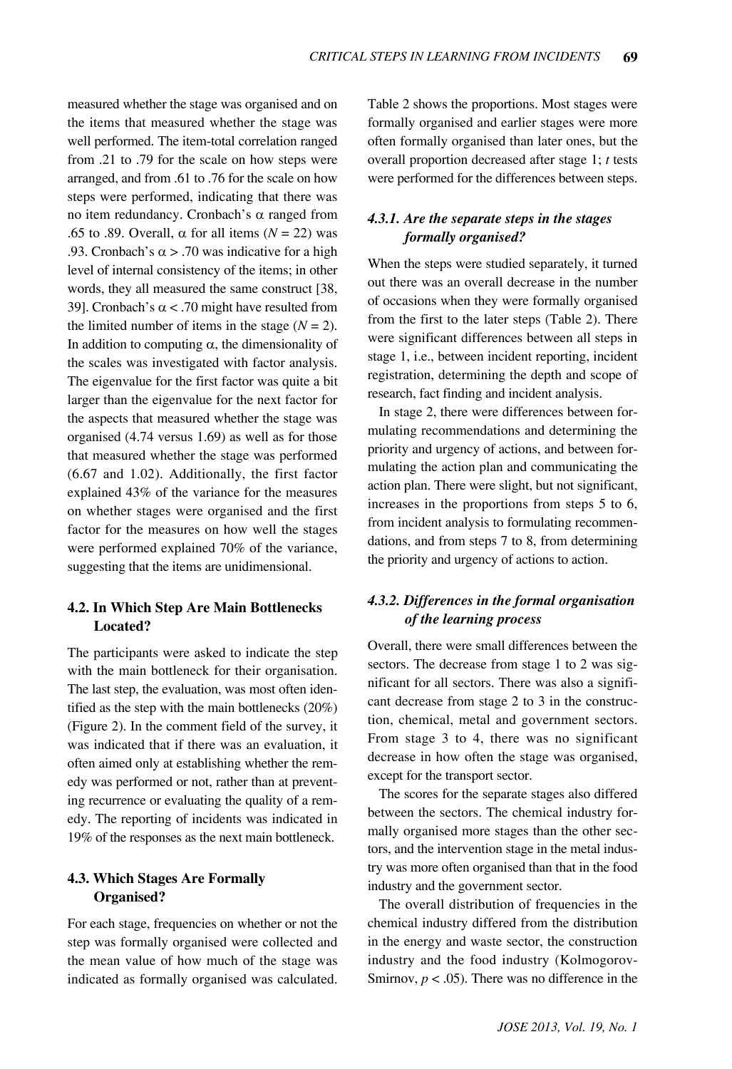measured whether the stage was organised and on the items that measured whether the stage was well performed. The item-total correlation ranged from .21 to .79 for the scale on how steps were arranged, and from .61 to .76 for the scale on how steps were performed, indicating that there was no item redundancy. Cronbach's $\alpha$ ranged from .65 to .89. Overall, $\alpha$ for all items ($N = 22$) was .93. Cronbach's $\alpha > .70$ was indicative for a high level of internal consistency of the items; in other words, they all measured the same construct [38, 39]. Cronbach's $\alpha < .70$ might have resulted from the limited number of items in the stage ($N = 2$). In addition to computing $\alpha$, the dimensionality of the scales was investigated with factor analysis. The eigenvalue for the first factor was quite a bit larger than the eigenvalue for the next factor for the aspects that measured whether the stage was organised (4.74 versus 1.69) as well as for those that measured whether the stage was performed (6.67 and 1.02). Additionally, the first factor explained 43% of the variance for the measures on whether stages were organised and the first factor for the measures on how well the stages were performed explained 70% of the variance, suggesting that the items are unidimensional.

### 4.2. In Which Step Are Main Bottlenecks Located?

The participants were asked to indicate the step with the main bottleneck for their organisation. The last step, the evaluation, was most often identified as the step with the main bottlenecks (20%) (Figure 2). In the comment field of the survey, it was indicated that if there was an evaluation, it often aimed only at establishing whether the remedy was performed or not, rather than at preventing recurrence or evaluating the quality of a remedy. The reporting of incidents was indicated in 19% of the responses as the next main bottleneck.

### 4.3. Which Stages Are Formally Organised?

For each stage, frequencies on whether or not the step was formally organised were collected and the mean value of how much of the stage was indicated as formally organised was calculated. Table 2 shows the proportions. Most stages were formally organised and earlier stages were more often formally organised than later ones, but the overall proportion decreased after stage 1; *t* tests were performed for the differences between steps.

#### *4.3.1. Are the separate steps in the stages formally organised?*

When the steps were studied separately, it turned out there was an overall decrease in the number of occasions when they were formally organised from the first to the later steps (Table 2). There were significant differences between all steps in stage 1, i.e., between incident reporting, incident registration, determining the depth and scope of research, fact finding and incident analysis.

In stage 2, there were differences between formulating recommendations and determining the priority and urgency of actions, and between formulating the action plan and communicating the action plan. There were slight, but not significant, increases in the proportions from steps 5 to 6, from incident analysis to formulating recommendations, and from steps 7 to 8, from determining the priority and urgency of actions to action.

#### *4.3.2. Differences in the formal organisation of the learning process*

Overall, there were small differences between the sectors. The decrease from stage 1 to 2 was significant for all sectors. There was also a significant decrease from stage 2 to 3 in the construction, chemical, metal and government sectors. From stage 3 to 4, there was no significant decrease in how often the stage was organised, except for the transport sector.

The scores for the separate stages also differed between the sectors. The chemical industry formally organised more stages than the other sectors, and the intervention stage in the metal industry was more often organised than that in the food industry and the government sector.

The overall distribution of frequencies in the chemical industry differed from the distribution in the energy and waste sector, the construction industry and the food industry (Kolmogorov-Smirnov, $p < .05$). There was no difference in the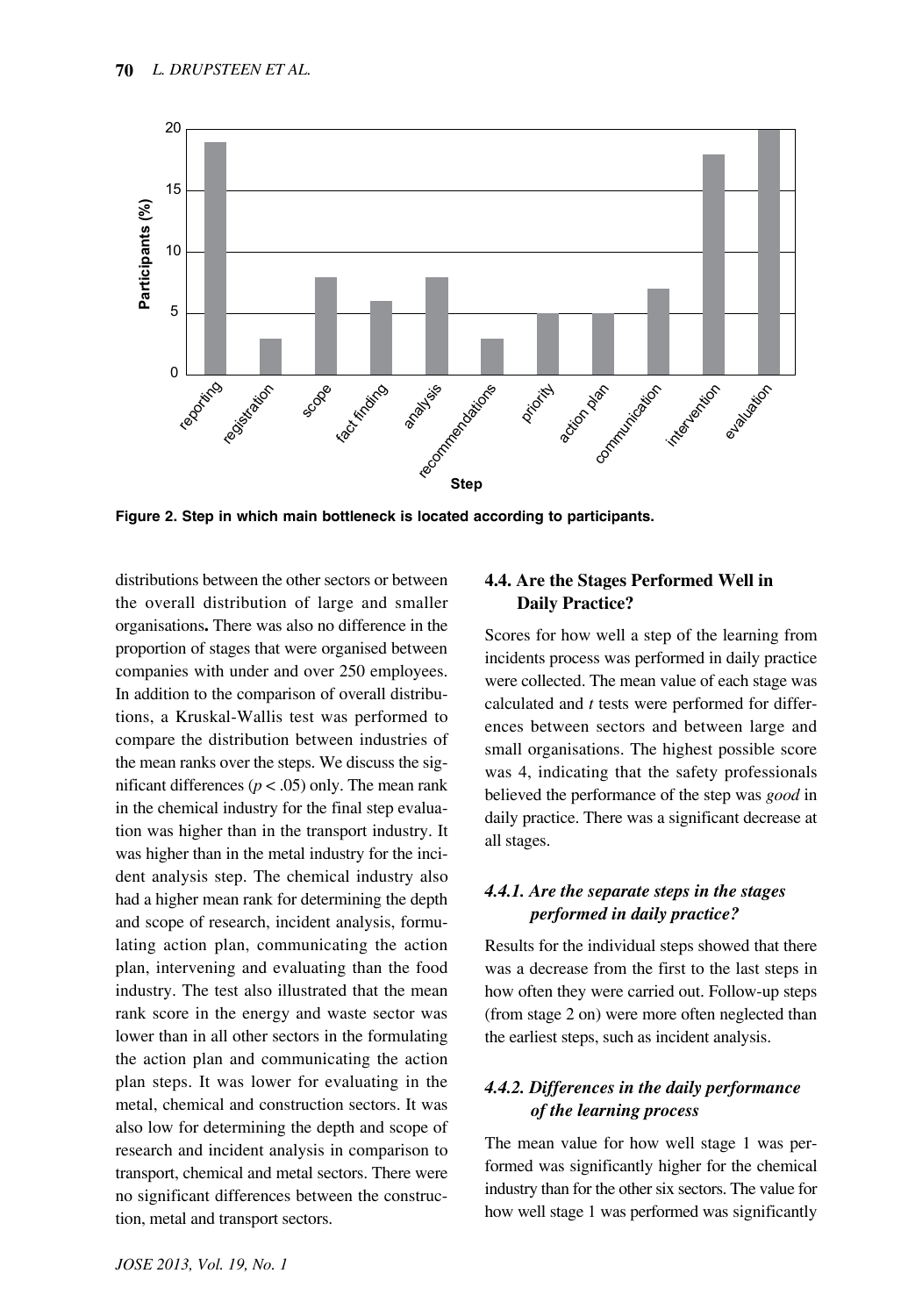Figure 2. Step in which main bottleneck is located according to participants.

distributions between the other sectors or between the overall distribution of large and smaller organisations**.** There was also no difference in the proportion of stages that were organised between companies with under and over 250 employees. In addition to the comparison of overall distributions, a Kruskal-Wallis test was performed to compare the distribution between industries of the mean ranks over the steps. We discuss the significant differences ($p < .05$) only. The mean rank in the chemical industry for the final step evaluation was higher than in the transport industry. It was higher than in the metal industry for the incident analysis step. The chemical industry also had a higher mean rank for determining the depth and scope of research, incident analysis, formulating action plan, communicating the action plan, intervening and evaluating than the food industry. The test also illustrated that the mean rank score in the energy and waste sector was lower than in all other sectors in the formulating the action plan and communicating the action plan steps. It was lower for evaluating in the metal, chemical and construction sectors. It was also low for determining the depth and scope of research and incident analysis in comparison to transport, chemical and metal sectors. There were no significant differences between the construction, metal and transport sectors.

### 4.4. Are the Stages Performed Well in Daily Practice?

Scores for how well a step of the learning from incidents process was performed in daily practice were collected. The mean value of each stage was calculated and *t* tests were performed for differences between sectors and between large and small organisations. The highest possible score was 4, indicating that the safety professionals believed the performance of the step was *good* in daily practice. There was a significant decrease at all stages.

#### *4.4.1. Are the separate steps in the stages performed in daily practice?*

Results for the individual steps showed that there was a decrease from the first to the last steps in how often they were carried out. Follow-up steps (from stage 2 on) were more often neglected than the earliest steps, such as incident analysis.

#### *4.4.2. Differences in the daily performance of the learning process*

The mean value for how well stage 1 was performed was significantly higher for the chemical industry than for the other six sectors. The value for how well stage 1 was performed was significantly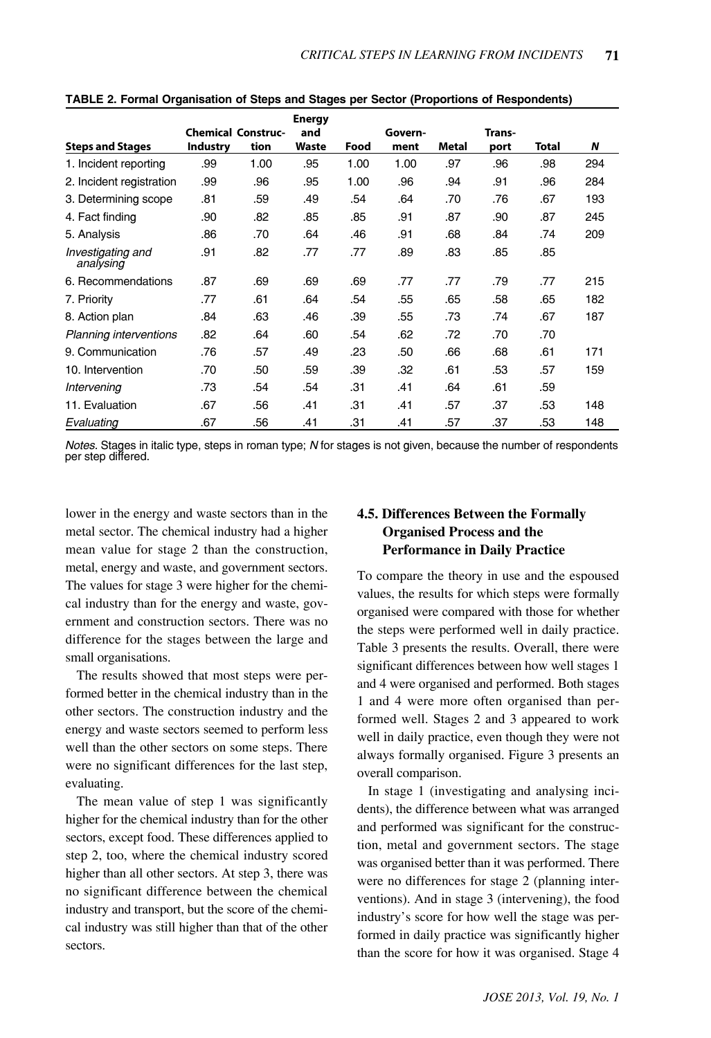**TABLE 2. Formal Organisation of Steps and Stages per Sector (Proportions of Respondents)**

| Steps and Stages | Chemical Industry | Construction | Energy and Waste | Food | Government | Metal | Transport | Total | *N* |
|---|---|---|---|---|---|---|---|---|---|
| 1. Incident reporting | .99 | 1.00 | .95 | 1.00 | 1.00 | .97 | .96 | .98 | 294 |
| 2. Incident registration | .99 | .96 | .95 | 1.00 | .96 | .94 | .91 | .96 | 284 |
| 3. Determining scope | .81 | .59 | .49 | .54 | .64 | .70 | .76 | .67 | 193 |
| 4. Fact finding | .90 | .82 | .85 | .85 | .91 | .87 | .90 | .87 | 245 |
| 5. Analysis | .86 | .70 | .64 | .46 | .91 | .68 | .84 | .74 | 209 |
| *Investigating and analysing* | .91 | .82 | .77 | .77 | .89 | .83 | .85 | .85 | |
| 6. Recommendations | .87 | .69 | .69 | .69 | .77 | .77 | .79 | .77 | 215 |
| 7. Priority | .77 | .61 | .64 | .54 | .55 | .65 | .58 | .65 | 182 |
| 8. Action plan | .84 | .63 | .46 | .39 | .55 | .73 | .74 | .67 | 187 |
| *Planning interventions* | .82 | .64 | .60 | .54 | .62 | .72 | .70 | .70 | |
| 9. Communication | .76 | .57 | .49 | .23 | .50 | .66 | .68 | .61 | 171 |
| 10. Intervention | .70 | .50 | .59 | .39 | .32 | .61 | .53 | .57 | 159 |
| *Intervening* | .73 | .54 | .54 | .31 | .41 | .64 | .61 | .59 | |
| 11. Evaluation | .67 | .56 | .41 | .31 | .41 | .57 | .37 | .53 | 148 |
| *Evaluating* | .67 | .56 | .41 | .31 | .41 | .57 | .37 | .53 | 148 |

*Notes.* Stages in italic type, steps in roman type; *N* for stages is not given, because the number of respondents per step differed.

lower in the energy and waste sectors than in the metal sector. The chemical industry had a higher mean value for stage 2 than the construction, metal, energy and waste, and government sectors. The values for stage 3 were higher for the chemical industry than for the energy and waste, government and construction sectors. There was no difference for the stages between the large and small organisations.

The results showed that most steps were performed better in the chemical industry than in the other sectors. The construction industry and the energy and waste sectors seemed to perform less well than the other sectors on some steps. There were no significant differences for the last step, evaluating.

The mean value of step 1 was significantly higher for the chemical industry than for the other sectors, except food. These differences applied to step 2, too, where the chemical industry scored higher than all other sectors. At step 3, there was no significant difference between the chemical industry and transport, but the score of the chemical industry was still higher than that of the other sectors.

### 4.5. Differences Between the Formally Organised Process and the Performance in Daily Practice

To compare the theory in use and the espoused values, the results for which steps were formally organised were compared with those for whether the steps were performed well in daily practice. Table 3 presents the results. Overall, there were significant differences between how well stages 1 and 4 were organised and performed. Both stages 1 and 4 were more often organised than performed well. Stages 2 and 3 appeared to work well in daily practice, even though they were not always formally organised. Figure 3 presents an overall comparison.

In stage 1 (investigating and analysing incidents), the difference between what was arranged and performed was significant for the construction, metal and government sectors. The stage was organised better than it was performed. There were no differences for stage 2 (planning interventions). And in stage 3 (intervening), the food industry's score for how well the stage was performed in daily practice was significantly higher than the score for how it was organised. Stage 4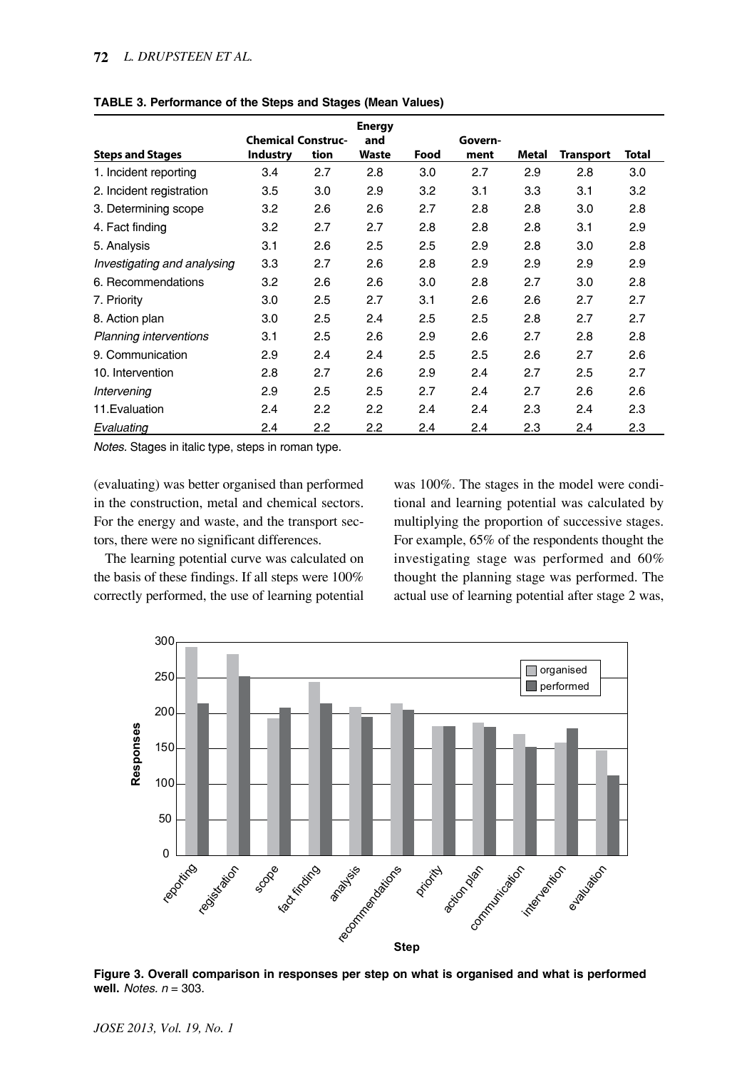**TABLE 3. Performance of the Steps and Stages (Mean Values)**

| Steps and Stages | Chemical Industry | Construction | Energy and Waste | Food | Government | Metal | Transport | Total |
|---|---|---|---|---|---|---|---|---|
| 1. Incident reporting | 3.4 | 2.7 | 2.8 | 3.0 | 2.7 | 2.9 | 2.8 | 3.0 |
| 2. Incident registration | 3.5 | 3.0 | 2.9 | 3.2 | 3.1 | 3.3 | 3.1 | 3.2 |
| 3. Determining scope | 3.2 | 2.6 | 2.6 | 2.7 | 2.8 | 2.8 | 3.0 | 2.8 |
| 4. Fact finding | 3.2 | 2.7 | 2.7 | 2.8 | 2.8 | 2.8 | 3.1 | 2.9 |
| 5. Analysis | 3.1 | 2.6 | 2.5 | 2.5 | 2.9 | 2.8 | 3.0 | 2.8 |
| *Investigating and analysing* | 3.3 | 2.7 | 2.6 | 2.8 | 2.9 | 2.9 | 2.9 | 2.9 |
| 6. Recommendations | 3.2 | 2.6 | 2.6 | 3.0 | 2.8 | 2.7 | 3.0 | 2.8 |
| 7. Priority | 3.0 | 2.5 | 2.7 | 3.1 | 2.6 | 2.6 | 2.7 | 2.7 |
| 8. Action plan | 3.0 | 2.5 | 2.4 | 2.5 | 2.5 | 2.8 | 2.7 | 2.7 |
| *Planning interventions* | 3.1 | 2.5 | 2.6 | 2.9 | 2.6 | 2.7 | 2.8 | 2.8 |
| 9. Communication | 2.9 | 2.4 | 2.4 | 2.5 | 2.5 | 2.6 | 2.7 | 2.6 |
| 10. Intervention | 2.8 | 2.7 | 2.6 | 2.9 | 2.4 | 2.7 | 2.5 | 2.7 |
| *Intervening* | 2.9 | 2.5 | 2.5 | 2.7 | 2.4 | 2.7 | 2.6 | 2.6 |
| 11.Evaluation | 2.4 | 2.2 | 2.2 | 2.4 | 2.4 | 2.3 | 2.4 | 2.3 |
| *Evaluating* | 2.4 | 2.2 | 2.2 | 2.4 | 2.4 | 2.3 | 2.4 | 2.3 |

*Notes.* Stages in italic type, steps in roman type.

(evaluating) was better organised than performed in the construction, metal and chemical sectors. For the energy and waste, and the transport sectors, there were no significant differences.

The learning potential curve was calculated on the basis of these findings. If all steps were 100% correctly performed, the use of learning potential was 100%. The stages in the model were conditional and learning potential was calculated by multiplying the proportion of successive stages. For example, 65% of the respondents thought the investigating stage was performed and 60% thought the planning stage was performed. The actual use of learning potential after stage 2 was,

**Figure 3. Overall comparison in responses per step on what is organised and what is performed well.** *Notes.* $n = 303$.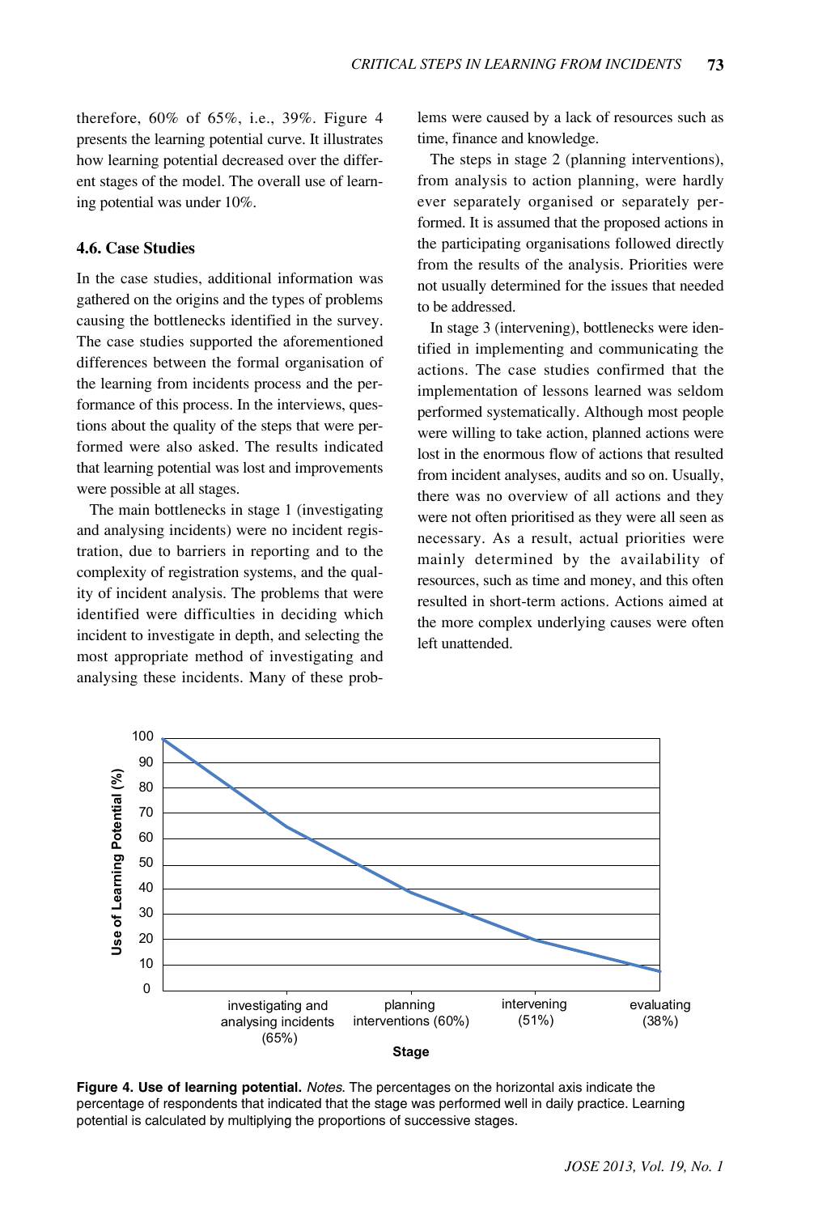therefore, 60% of 65%, i.e., 39%. Figure 4 presents the learning potential curve. It illustrates how learning potential decreased over the different stages of the model. The overall use of learning potential was under 10%.

### 4.6. Case Studies

In the case studies, additional information was gathered on the origins and the types of problems causing the bottlenecks identified in the survey. The case studies supported the aforementioned differences between the formal organisation of the learning from incidents process and the performance of this process. In the interviews, questions about the quality of the steps that were performed were also asked. The results indicated that learning potential was lost and improvements were possible at all stages.

The main bottlenecks in stage 1 (investigating and analysing incidents) were no incident registration, due to barriers in reporting and to the complexity of registration systems, and the quality of incident analysis. The problems that were identified were difficulties in deciding which incident to investigate in depth, and selecting the most appropriate method of investigating and analysing these incidents. Many of these problems were caused by a lack of resources such as time, finance and knowledge.

The steps in stage 2 (planning interventions), from analysis to action planning, were hardly ever separately organised or separately performed. It is assumed that the proposed actions in the participating organisations followed directly from the results of the analysis. Priorities were not usually determined for the issues that needed to be addressed.

In stage 3 (intervening), bottlenecks were identified in implementing and communicating the actions. The case studies confirmed that the implementation of lessons learned was seldom performed systematically. Although most people were willing to take action, planned actions were lost in the enormous flow of actions that resulted from incident analyses, audits and so on. Usually, there was no overview of all actions and they were not often prioritised as they were all seen as necessary. As a result, actual priorities were mainly determined by the availability of resources, such as time and money, and this often resulted in short-term actions. Actions aimed at the more complex underlying causes were often left unattended.

**Figure 4. Use of learning potential.** *Notes*. The percentages on the horizontal axis indicate the percentage of respondents that indicated that the stage was performed well in daily practice. Learning potential is calculated by multiplying the proportions of successive stages.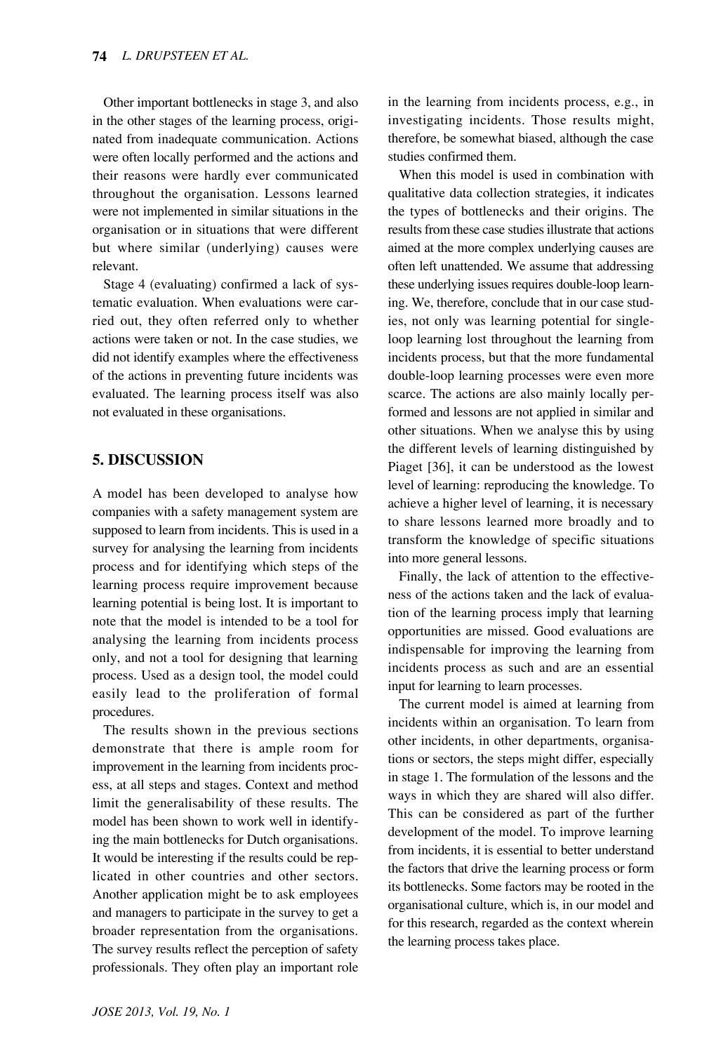Other important bottlenecks in stage 3, and also in the other stages of the learning process, originated from inadequate communication. Actions were often locally performed and the actions and their reasons were hardly ever communicated throughout the organisation. Lessons learned were not implemented in similar situations in the organisation or in situations that were different but where similar (underlying) causes were relevant.

Stage 4 (evaluating) confirmed a lack of systematic evaluation. When evaluations were carried out, they often referred only to whether actions were taken or not. In the case studies, we did not identify examples where the effectiveness of the actions in preventing future incidents was evaluated. The learning process itself was also not evaluated in these organisations.

## 5. DISCUSSION

A model has been developed to analyse how companies with a safety management system are supposed to learn from incidents. This is used in a survey for analysing the learning from incidents process and for identifying which steps of the learning process require improvement because learning potential is being lost. It is important to note that the model is intended to be a tool for analysing the learning from incidents process only, and not a tool for designing that learning process. Used as a design tool, the model could easily lead to the proliferation of formal procedures.

The results shown in the previous sections demonstrate that there is ample room for improvement in the learning from incidents process, at all steps and stages. Context and method limit the generalisability of these results. The model has been shown to work well in identifying the main bottlenecks for Dutch organisations. It would be interesting if the results could be replicated in other countries and other sectors. Another application might be to ask employees and managers to participate in the survey to get a broader representation from the organisations. The survey results reflect the perception of safety professionals. They often play an important role in the learning from incidents process, e.g., in investigating incidents. Those results might, therefore, be somewhat biased, although the case studies confirmed them.

When this model is used in combination with qualitative data collection strategies, it indicates the types of bottlenecks and their origins. The results from these case studies illustrate that actions aimed at the more complex underlying causes are often left unattended. We assume that addressing these underlying issues requires double-loop learning. We, therefore, conclude that in our case studies, not only was learning potential for single-loop learning lost throughout the learning from incidents process, but that the more fundamental double-loop learning processes were even more scarce. The actions are also mainly locally performed and lessons are not applied in similar and other situations. When we analyse this by using the different levels of learning distinguished by Piaget [36], it can be understood as the lowest level of learning: reproducing the knowledge. To achieve a higher level of learning, it is necessary to share lessons learned more broadly and to transform the knowledge of specific situations into more general lessons.

Finally, the lack of attention to the effectiveness of the actions taken and the lack of evaluation of the learning process imply that learning opportunities are missed. Good evaluations are indispensable for improving the learning from incidents process as such and are an essential input for learning to learn processes.

The current model is aimed at learning from incidents within an organisation. To learn from other incidents, in other departments, organisations or sectors, the steps might differ, especially in stage 1. The formulation of the lessons and the ways in which they are shared will also differ. This can be considered as part of the further development of the model. To improve learning from incidents, it is essential to better understand the factors that drive the learning process or form its bottlenecks. Some factors may be rooted in the organisational culture, which is, in our model and for this research, regarded as the context wherein the learning process takes place.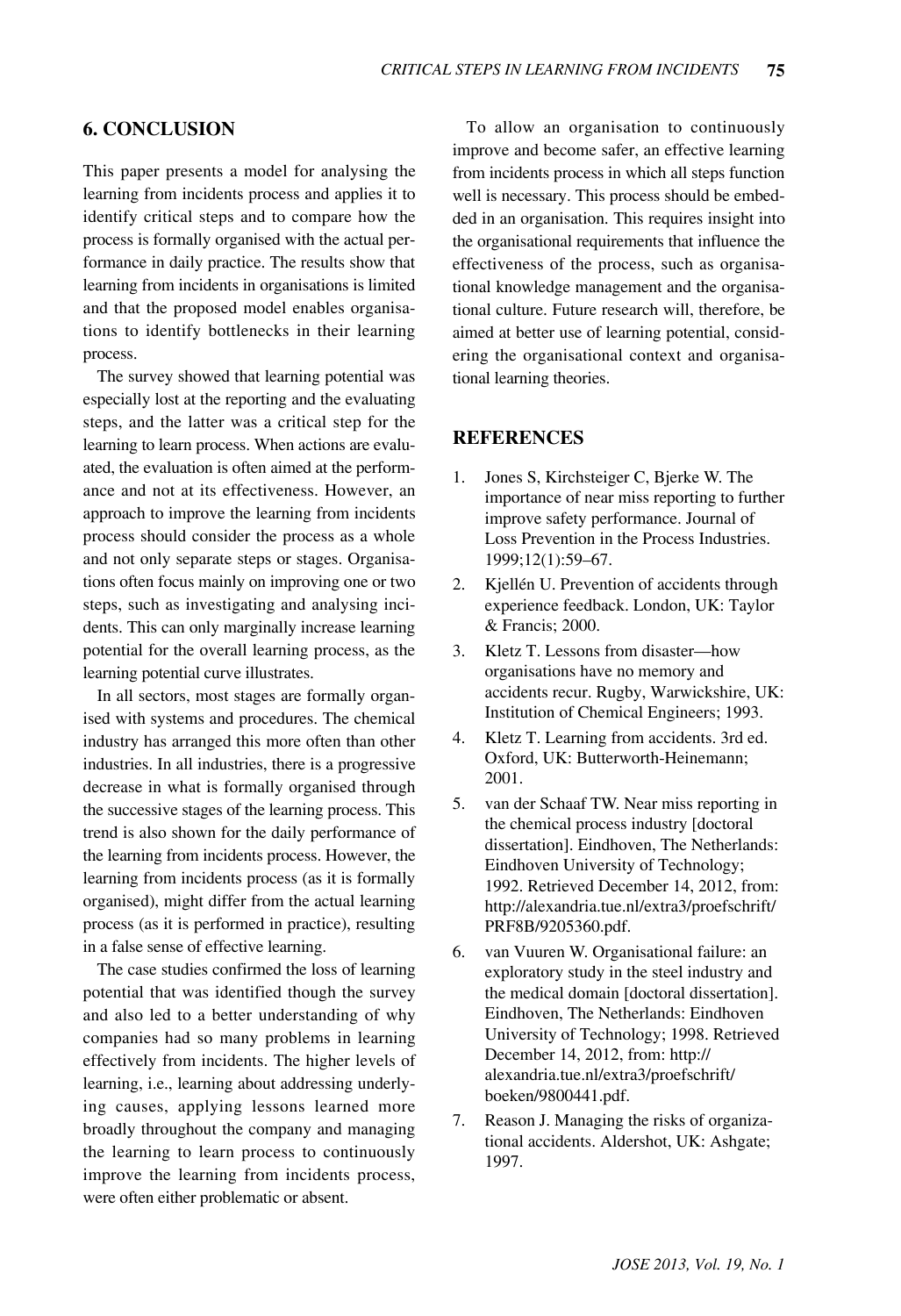## 6. CONCLUSION

This paper presents a model for analysing the learning from incidents process and applies it to identify critical steps and to compare how the process is formally organised with the actual performance in daily practice. The results show that learning from incidents in organisations is limited and that the proposed model enables organisations to identify bottlenecks in their learning process.

The survey showed that learning potential was especially lost at the reporting and the evaluating steps, and the latter was a critical step for the learning to learn process. When actions are evaluated, the evaluation is often aimed at the performance and not at its effectiveness. However, an approach to improve the learning from incidents process should consider the process as a whole and not only separate steps or stages. Organisations often focus mainly on improving one or two steps, such as investigating and analysing incidents. This can only marginally increase learning potential for the overall learning process, as the learning potential curve illustrates.

In all sectors, most stages are formally organised with systems and procedures. The chemical industry has arranged this more often than other industries. In all industries, there is a progressive decrease in what is formally organised through the successive stages of the learning process. This trend is also shown for the daily performance of the learning from incidents process. However, the learning from incidents process (as it is formally organised), might differ from the actual learning process (as it is performed in practice), resulting in a false sense of effective learning.

The case studies confirmed the loss of learning potential that was identified though the survey and also led to a better understanding of why companies had so many problems in learning effectively from incidents. The higher levels of learning, i.e., learning about addressing underlying causes, applying lessons learned more broadly throughout the company and managing the learning to learn process to continuously improve the learning from incidents process, were often either problematic or absent.

To allow an organisation to continuously improve and become safer, an effective learning from incidents process in which all steps function well is necessary. This process should be embedded in an organisation. This requires insight into the organisational requirements that influence the effectiveness of the process, such as organisational knowledge management and the organisational culture. Future research will, therefore, be aimed at better use of learning potential, considering the organisational context and organisational learning theories.

## REFERENCES

1. Jones S, Kirchsteiger C, Bjerke W. The importance of near miss reporting to further improve safety performance. Journal of Loss Prevention in the Process Industries. 1999;12(1):59–67.
2. Kjellén U. Prevention of accidents through experience feedback. London, UK: Taylor & Francis; 2000.
3. Kletz T. Lessons from disaster—how organisations have no memory and accidents recur. Rugby, Warwickshire, UK: Institution of Chemical Engineers; 1993.
4. Kletz T. Learning from accidents. 3rd ed. Oxford, UK: Butterworth-Heinemann; 2001.
5. van der Schaaf TW. Near miss reporting in the chemical process industry [doctoral dissertation]. Eindhoven, The Netherlands: Eindhoven University of Technology; 1992. Retrieved December 14, 2012, from: http://alexandria.tue.nl/extra3/proefschrift/PRF8B/9205360.pdf.
6. van Vuuren W. Organisational failure: an exploratory study in the steel industry and the medical domain [doctoral dissertation]. Eindhoven, The Netherlands: Eindhoven University of Technology; 1998. Retrieved December 14, 2012, from: http://alexandria.tue.nl/extra3/proefschrift/boeken/9800441.pdf.
7. Reason J. Managing the risks of organizational accidents. Aldershot, UK: Ashgate; 1997.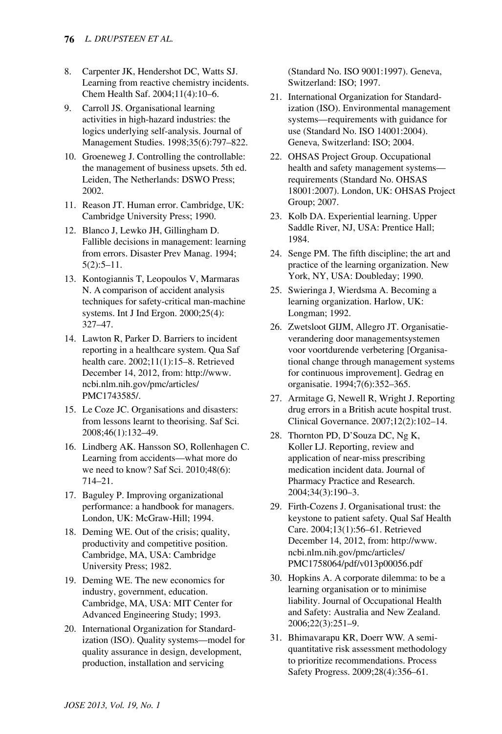8. Carpenter JK, Hendershot DC, Watts SJ. Learning from reactive chemistry incidents. Chem Health Saf. 2004;11(4):10–6.
9. Carroll JS. Organisational learning activities in high-hazard industries: the logics underlying self-analysis. Journal of Management Studies. 1998;35(6):797–822.
10. Groeneweg J. Controlling the controllable: the management of business upsets. 5th ed. Leiden, The Netherlands: DSWO Press; 2002.
11. Reason JT. Human error. Cambridge, UK: Cambridge University Press; 1990.
12. Blanco J, Lewko JH, Gillingham D. Fallible decisions in management: learning from errors. Disaster Prev Manag. 1994; 5(2):5–11.
13. Kontogiannis T, Leopoulos V, Marmaras N. A comparison of accident analysis techniques for safety-critical man-machine systems. Int J Ind Ergon. 2000;25(4): 327–47.
14. Lawton R, Parker D. Barriers to incident reporting in a healthcare system. Qua Saf health care. 2002;11(1):15–8. Retrieved December 14, 2012, from: http://www.ncbi.nlm.nih.gov/pmc/articles/PMC1743585/.
15. Le Coze JC. Organisations and disasters: from lessons learnt to theorising. Saf Sci. 2008;46(1):132–49.
16. Lindberg AK. Hansson SO, Rollenhagen C. Learning from accidents—what more do we need to know? Saf Sci. 2010;48(6): 714–21.
17. Baguley P. Improving organizational performance: a handbook for managers. London, UK: McGraw-Hill; 1994.
18. Deming WE. Out of the crisis; quality, productivity and competitive position. Cambridge, MA, USA: Cambridge University Press; 1982.
19. Deming WE. The new economics for industry, government, education. Cambridge, MA, USA: MIT Center for Advanced Engineering Study; 1993.
20. International Organization for Standardization (ISO). Quality systems—model for quality assurance in design, development, production, installation and servicing (Standard No. ISO 9001:1997). Geneva, Switzerland: ISO; 1997.
21. International Organization for Standardization (ISO). Environmental management systems—requirements with guidance for use (Standard No. ISO 14001:2004). Geneva, Switzerland: ISO; 2004.
22. OHSAS Project Group. Occupational health and safety management systems—requirements (Standard No. OHSAS 18001:2007). London, UK: OHSAS Project Group; 2007.
23. Kolb DA. Experiential learning. Upper Saddle River, NJ, USA: Prentice Hall; 1984.
24. Senge PM. The fifth discipline; the art and practice of the learning organization. New York, NY, USA: Doubleday; 1990.
25. Swieringa J, Wierdsma A. Becoming a learning organization. Harlow, UK: Longman; 1992.
26. Zwetsloot GIJM, Allegro JT. Organisatieverandering door managementsystemen voor voortdurende verbetering [Organisational change through management systems for continuous improvement]. Gedrag en organisatie. 1994;7(6):352–365.
27. Armitage G, Newell R, Wright J. Reporting drug errors in a British acute hospital trust. Clinical Governance. 2007;12(2):102–14.
28. Thornton PD, D'Souza DC, Ng K, Koller LJ. Reporting, review and application of near-miss prescribing medication incident data. Journal of Pharmacy Practice and Research. 2004;34(3):190–3.
29. Firth-Cozens J. Organisational trust: the keystone to patient safety. Qual Saf Health Care. 2004;13(1):56–61. Retrieved December 14, 2012, from: http://www.ncbi.nlm.nih.gov/pmc/articles/PMC1758064/pdf/v013p00056.pdf
30. Hopkins A. A corporate dilemma: to be a learning organisation or to minimise liability. Journal of Occupational Health and Safety: Australia and New Zealand. 2006;22(3):251–9.
31. Bhimavarapu KR, Doerr WW. A semi-quantitative risk assessment methodology to prioritize recommendations. Process Safety Progress. 2009;28(4):356–61.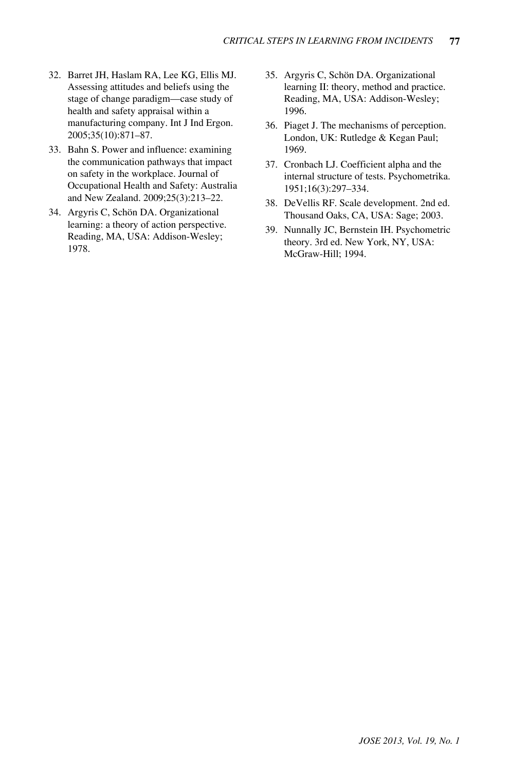32. Barret JH, Haslam RA, Lee KG, Ellis MJ. Assessing attitudes and beliefs using the stage of change paradigm—case study of health and safety appraisal within a manufacturing company. Int J Ind Ergon. 2005;35(10):871–87.
33. Bahn S. Power and influence: examining the communication pathways that impact on safety in the workplace. Journal of Occupational Health and Safety: Australia and New Zealand. 2009;25(3):213–22.
34. Argyris C, Schön DA. Organizational learning: a theory of action perspective. Reading, MA, USA: Addison-Wesley; 1978.
35. Argyris C, Schön DA. Organizational learning II: theory, method and practice. Reading, MA, USA: Addison-Wesley; 1996.
36. Piaget J. The mechanisms of perception. London, UK: Rutledge & Kegan Paul; 1969.
37. Cronbach LJ. Coefficient alpha and the internal structure of tests. Psychometrika. 1951;16(3):297–334.
38. DeVellis RF. Scale development. 2nd ed. Thousand Oaks, CA, USA: Sage; 2003.
39. Nunnally JC, Bernstein IH. Psychometric theory. 3rd ed. New York, NY, USA: McGraw-Hill; 1994.